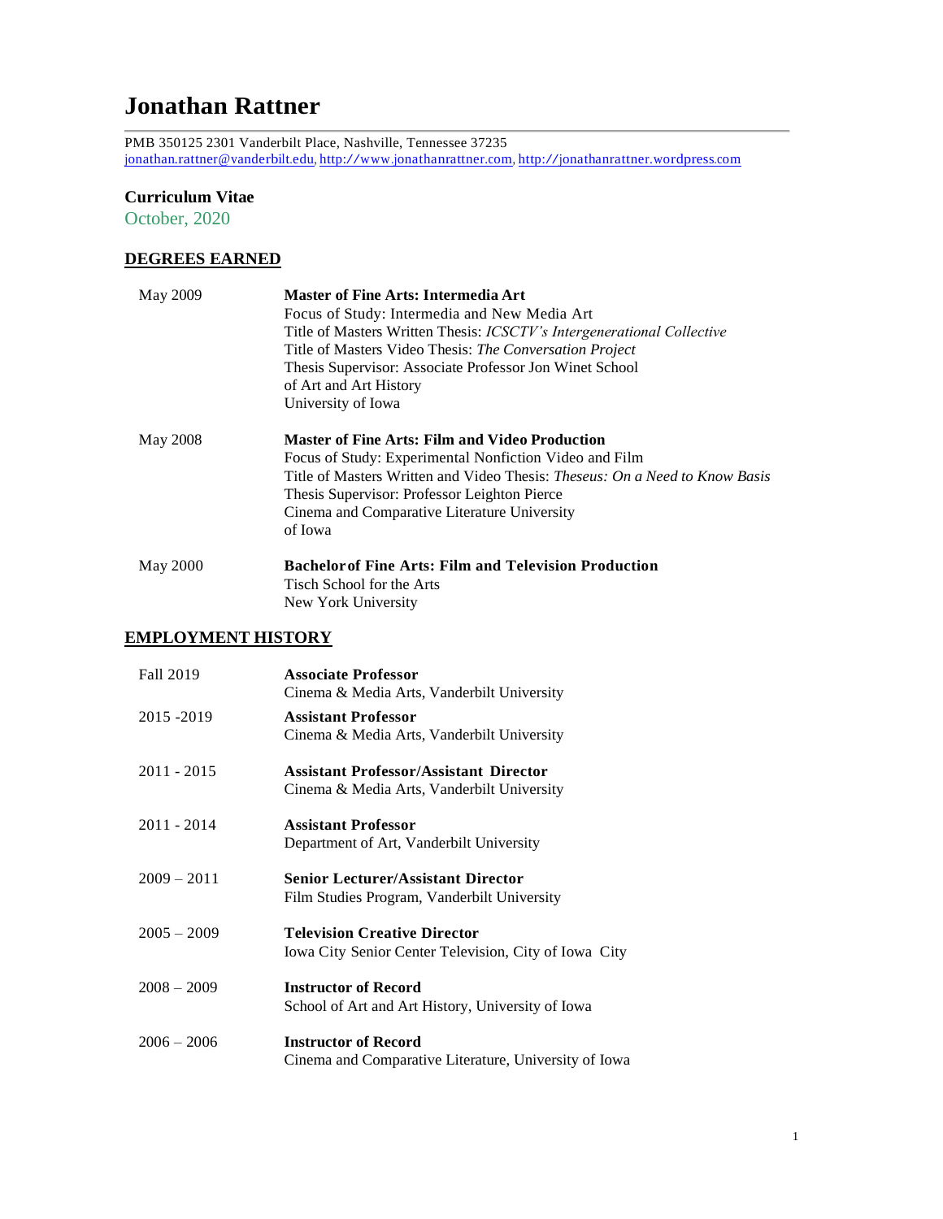# Jonathan Rattner

PMB 350125 2301 Vanderbilt Place, Nashville, Tennessee 37235
jonathan.rattner@vanderbilt.edu, http://www.jonathanrattner.com, http://jonathanrattner.wordpress.com

**Curriculum Vitae**
October, 2020

## DEGREES EARNED

May 2009 — **Master of Fine Arts: Intermedia Art**
Focus of Study: Intermedia and New Media Art
Title of Masters Written Thesis: *ICSCTV's Intergenerational Collective*
Title of Masters Video Thesis: *The Conversation Project*
Thesis Supervisor: Associate Professor Jon Winet School of Art and Art History
University of Iowa

May 2008 — **Master of Fine Arts: Film and Video Production**
Focus of Study: Experimental Nonfiction Video and Film
Title of Masters Written and Video Thesis: *Theseus: On a Need to Know Basis*
Thesis Supervisor: Professor Leighton Pierce
Cinema and Comparative Literature University of Iowa

May 2000 — **Bachelor of Fine Arts: Film and Television Production**
Tisch School for the Arts
New York University

## EMPLOYMENT HISTORY

Fall 2019 — **Associate Professor**
Cinema & Media Arts, Vanderbilt University

2015 -2019 — **Assistant Professor**
Cinema & Media Arts, Vanderbilt University

2011 - 2015 — **Assistant Professor/Assistant Director**
Cinema & Media Arts, Vanderbilt University

2011 - 2014 — **Assistant Professor**
Department of Art, Vanderbilt University

2009 – 2011 — **Senior Lecturer/Assistant Director**
Film Studies Program, Vanderbilt University

2005 – 2009 — **Television Creative Director**
Iowa City Senior Center Television, City of Iowa City

2008 – 2009 — **Instructor of Record**
School of Art and Art History, University of Iowa

2006 – 2006 — **Instructor of Record**
Cinema and Comparative Literature, University of Iowa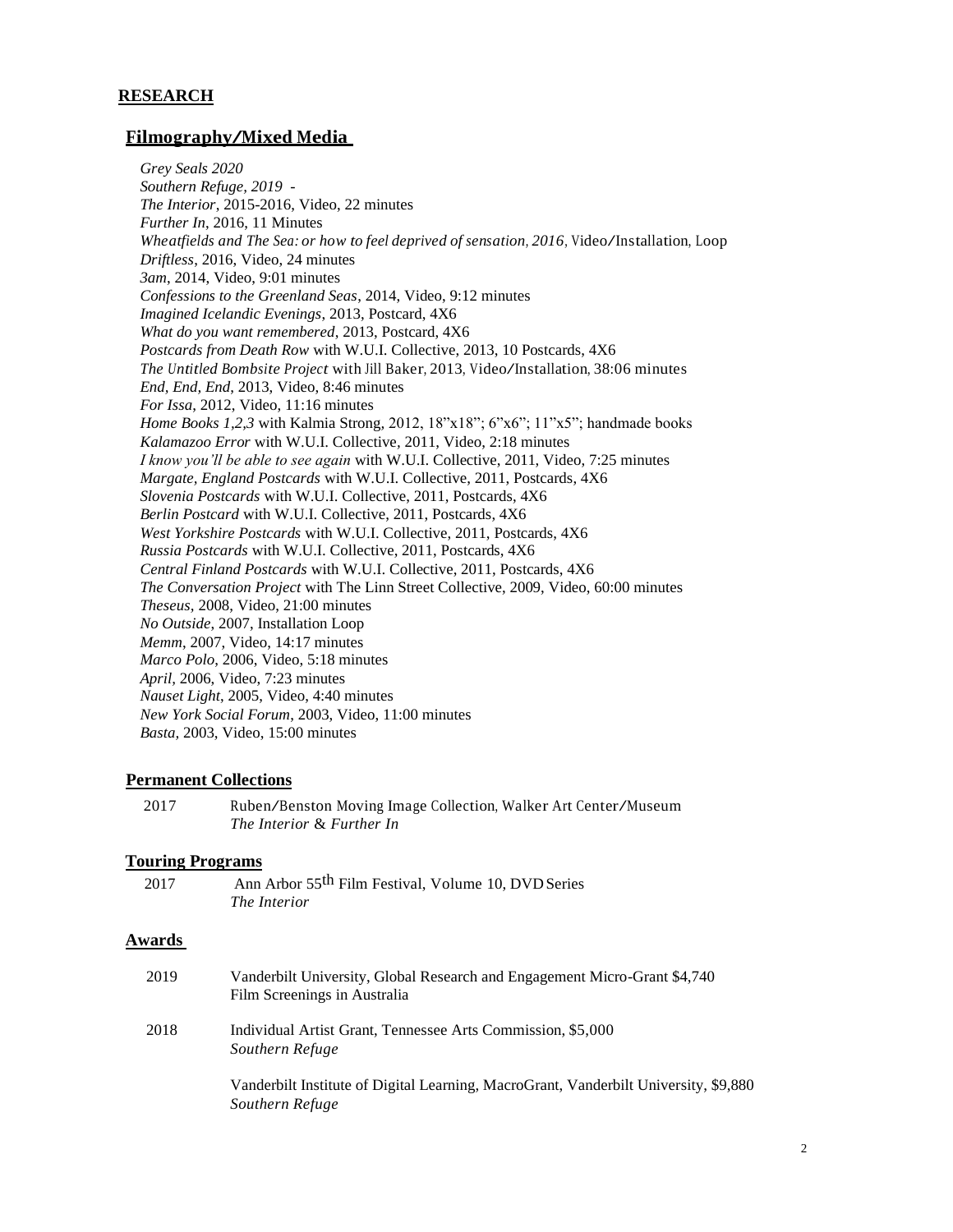## RESEARCH

### Filmography/Mixed Media

*Grey Seals 2020*
*Southern Refuge, 2019* -
*The Interior*, 2015-2016, Video, 22 minutes
*Further In*, 2016, 11 Minutes
*Wheatfields and The Sea: or how to feel deprived of sensation, 2016*, Video/Installation, Loop
*Driftless*, 2016, Video, 24 minutes
*3am*, 2014, Video, 9:01 minutes
*Confessions to the Greenland Seas*, 2014, Video, 9:12 minutes
*Imagined Icelandic Evenings*, 2013, Postcard, 4X6
*What do you want remembered*, 2013, Postcard, 4X6
*Postcards from Death Row* with W.U.I. Collective, 2013, 10 Postcards, 4X6
*The Untitled Bombsite Project* with Jill Baker, 2013, Video/Installation, 38:06 minutes
*End, End, End*, 2013, Video, 8:46 minutes
*For Issa*, 2012, Video, 11:16 minutes
*Home Books 1,2,3* with Kalmia Strong, 2012, 18"x18"; 6"x6"; 11"x5"; handmade books
*Kalamazoo Error* with W.U.I. Collective, 2011, Video, 2:18 minutes
*I know you'll be able to see again* with W.U.I. Collective, 2011, Video, 7:25 minutes
*Margate, England Postcards* with W.U.I. Collective, 2011, Postcards, 4X6
*Slovenia Postcards* with W.U.I. Collective, 2011, Postcards, 4X6
*Berlin Postcard* with W.U.I. Collective, 2011, Postcards, 4X6
*West Yorkshire Postcards* with W.U.I. Collective, 2011, Postcards, 4X6
*Russia Postcards* with W.U.I. Collective, 2011, Postcards, 4X6
*Central Finland Postcards* with W.U.I. Collective, 2011, Postcards, 4X6
*The Conversation Project* with The Linn Street Collective, 2009, Video, 60:00 minutes
*Theseus*, 2008, Video, 21:00 minutes
*No Outside*, 2007, Installation Loop
*Memm*, 2007, Video, 14:17 minutes
*Marco Polo*, 2006, Video, 5:18 minutes
*April*, 2006, Video, 7:23 minutes
*Nauset Light*, 2005, Video, 4:40 minutes
*New York Social Forum*, 2003, Video, 11:00 minutes
*Basta*, 2003, Video, 15:00 minutes

### Permanent Collections

2017 Ruben/Benston Moving Image Collection, Walker Art Center/Museum
*The Interior* & *Further In*

### Touring Programs

2017 Ann Arbor 55th Film Festival, Volume 10, DVD Series
*The Interior*

### Awards

2019 Vanderbilt University, Global Research and Engagement Micro-Grant $4,740
Film Screenings in Australia

2018 Individual Artist Grant, Tennessee Arts Commission, $5,000
*Southern Refuge*

Vanderbilt Institute of Digital Learning, MacroGrant, Vanderbilt University, $9,880
*Southern Refuge*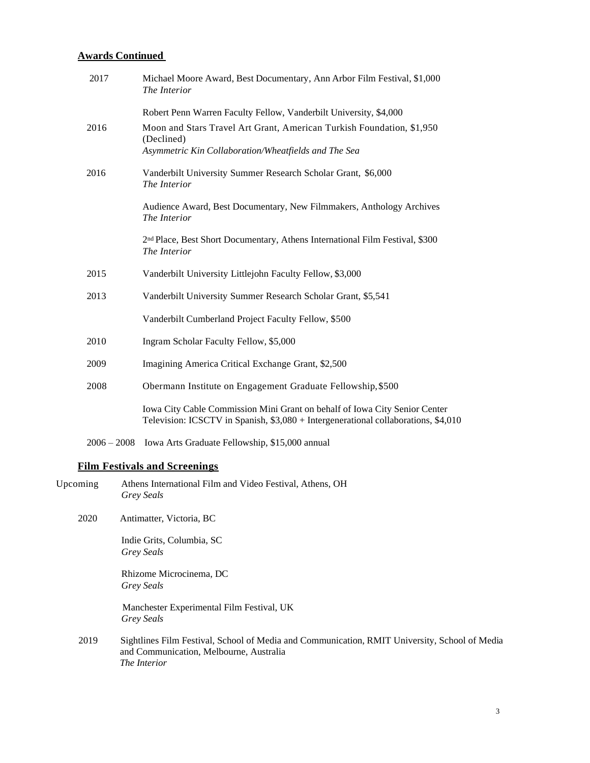## Awards Continued

2017 — Michael Moore Award, Best Documentary, Ann Arbor Film Festival, $1,000
*The Interior*

Robert Penn Warren Faculty Fellow, Vanderbilt University, $4,000

2016 — Moon and Stars Travel Art Grant, American Turkish Foundation, $1,950 (Declined)
*Asymmetric Kin Collaboration/Wheatfields and The Sea*

2016 — Vanderbilt University Summer Research Scholar Grant, $6,000
*The Interior*

Audience Award, Best Documentary, New Filmmakers, Anthology Archives
*The Interior*

2nd Place, Best Short Documentary, Athens International Film Festival, $300
*The Interior*

2015 — Vanderbilt University Littlejohn Faculty Fellow, $3,000

2013 — Vanderbilt University Summer Research Scholar Grant, $5,541

Vanderbilt Cumberland Project Faculty Fellow, $500

2010 — Ingram Scholar Faculty Fellow, $5,000

2009 — Imagining America Critical Exchange Grant, $2,500

2008 — Obermann Institute on Engagement Graduate Fellowship, $500

Iowa City Cable Commission Mini Grant on behalf of Iowa City Senior Center Television: ICSCTV in Spanish, $3,080 + Intergenerational collaborations, $4,010

2006 – 2008 — Iowa Arts Graduate Fellowship, $15,000 annual

## Film Festivals and Screenings

Upcoming — Athens International Film and Video Festival, Athens, OH
*Grey Seals*

2020 — Antimatter, Victoria, BC

Indie Grits, Columbia, SC
*Grey Seals*

Rhizome Microcinema, DC
*Grey Seals*

Manchester Experimental Film Festival, UK
*Grey Seals*

2019 — Sightlines Film Festival, School of Media and Communication, RMIT University, School of Media and Communication, Melbourne, Australia
*The Interior*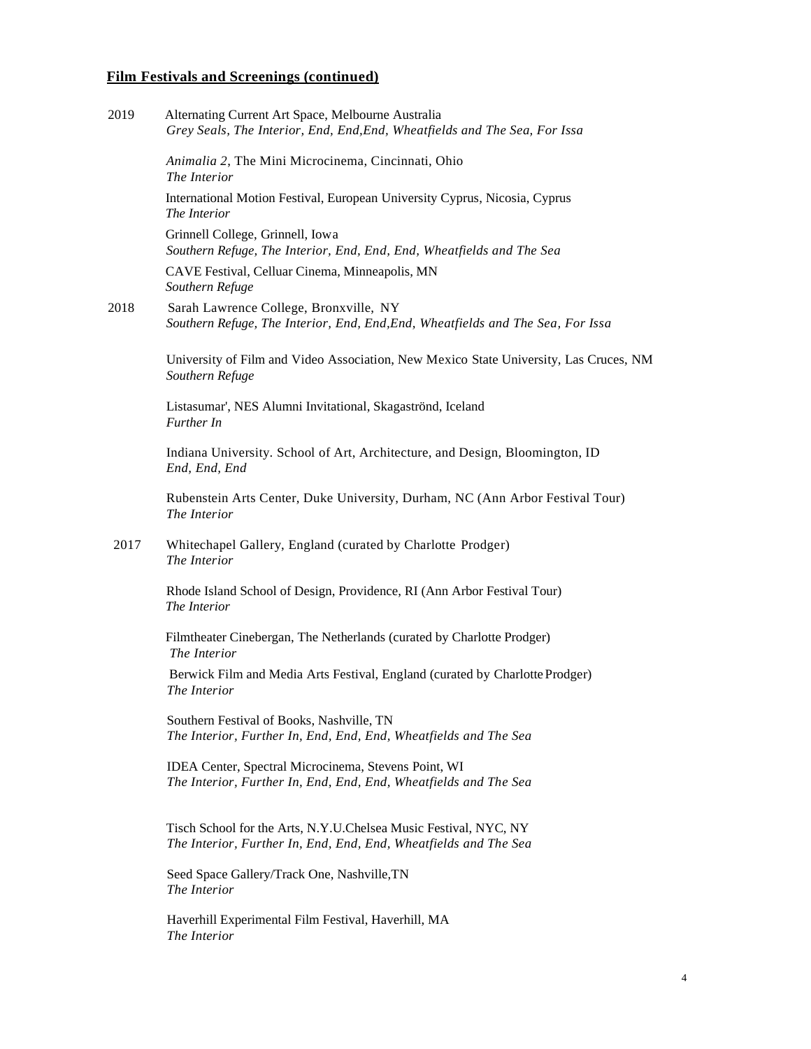## Film Festivals and Screenings (continued)

2019 Alternating Current Art Space, Melbourne Australia
*Grey Seals, The Interior, End, End,End, Wheatfields and The Sea, For Issa*

*Animalia 2*, The Mini Microcinema, Cincinnati, Ohio
*The Interior*

International Motion Festival, European University Cyprus, Nicosia, Cyprus
*The Interior*

Grinnell College, Grinnell, Iowa
*Southern Refuge, The Interior, End, End, End, Wheatfields and The Sea*

CAVE Festival, Celluar Cinema, Minneapolis, MN
*Southern Refuge*

2018 Sarah Lawrence College, Bronxville, NY
*Southern Refuge, The Interior, End, End,End, Wheatfields and The Sea, For Issa*

University of Film and Video Association, New Mexico State University, Las Cruces, NM
*Southern Refuge*

Listasumar', NES Alumni Invitational, Skagaströnd, Iceland
*Further In*

Indiana University. School of Art, Architecture, and Design, Bloomington, ID
*End, End, End*

Rubenstein Arts Center, Duke University, Durham, NC (Ann Arbor Festival Tour)
*The Interior*

2017 Whitechapel Gallery, England (curated by Charlotte Prodger)
*The Interior*

Rhode Island School of Design, Providence, RI (Ann Arbor Festival Tour)
*The Interior*

Filmtheater Cinebergan, The Netherlands (curated by Charlotte Prodger)
*The Interior*

Berwick Film and Media Arts Festival, England (curated by Charlotte Prodger)
*The Interior*

Southern Festival of Books, Nashville, TN
*The Interior, Further In, End, End, End, Wheatfields and The Sea*

IDEA Center, Spectral Microcinema, Stevens Point, WI
*The Interior, Further In, End, End, End, Wheatfields and The Sea*

Tisch School for the Arts, N.Y.U.Chelsea Music Festival, NYC, NY
*The Interior, Further In, End, End, End, Wheatfields and The Sea*

Seed Space Gallery/Track One, Nashville,TN
*The Interior*

Haverhill Experimental Film Festival, Haverhill, MA
*The Interior*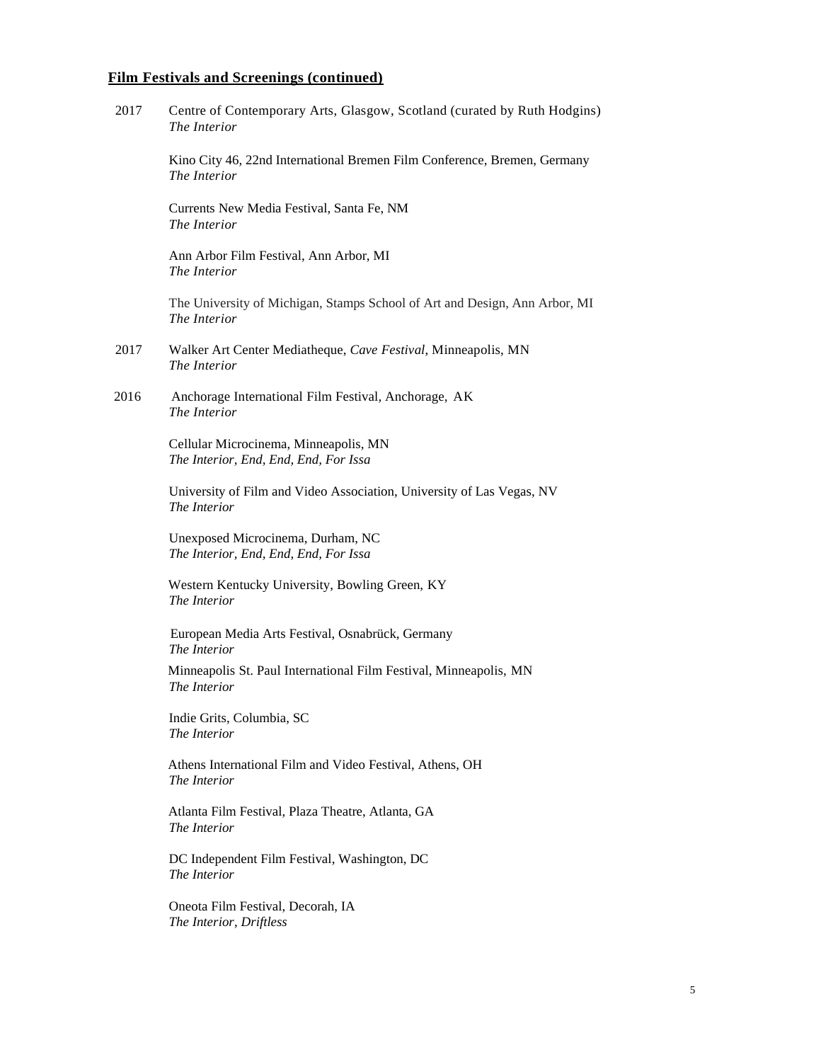## Film Festivals and Screenings (continued)

2017 Centre of Contemporary Arts, Glasgow, Scotland (curated by Ruth Hodgins)
*The Interior*

Kino City 46, 22nd International Bremen Film Conference, Bremen, Germany
*The Interior*

Currents New Media Festival, Santa Fe, NM
*The Interior*

Ann Arbor Film Festival, Ann Arbor, MI
*The Interior*

The University of Michigan, Stamps School of Art and Design, Ann Arbor, MI
*The Interior*

2017 Walker Art Center Mediatheque, *Cave Festival*, Minneapolis, MN
*The Interior*

2016 Anchorage International Film Festival, Anchorage, AK
*The Interior*

Cellular Microcinema, Minneapolis, MN
*The Interior, End, End, End, For Issa*

University of Film and Video Association, University of Las Vegas, NV
*The Interior*

Unexposed Microcinema, Durham, NC
*The Interior, End, End, End, For Issa*

Western Kentucky University, Bowling Green, KY
*The Interior*

European Media Arts Festival, Osnabrück, Germany
*The Interior*

Minneapolis St. Paul International Film Festival, Minneapolis, MN
*The Interior*

Indie Grits, Columbia, SC
*The Interior*

Athens International Film and Video Festival, Athens, OH
*The Interior*

Atlanta Film Festival, Plaza Theatre, Atlanta, GA
*The Interior*

DC Independent Film Festival, Washington, DC
*The Interior*

Oneota Film Festival, Decorah, IA
*The Interior, Driftless*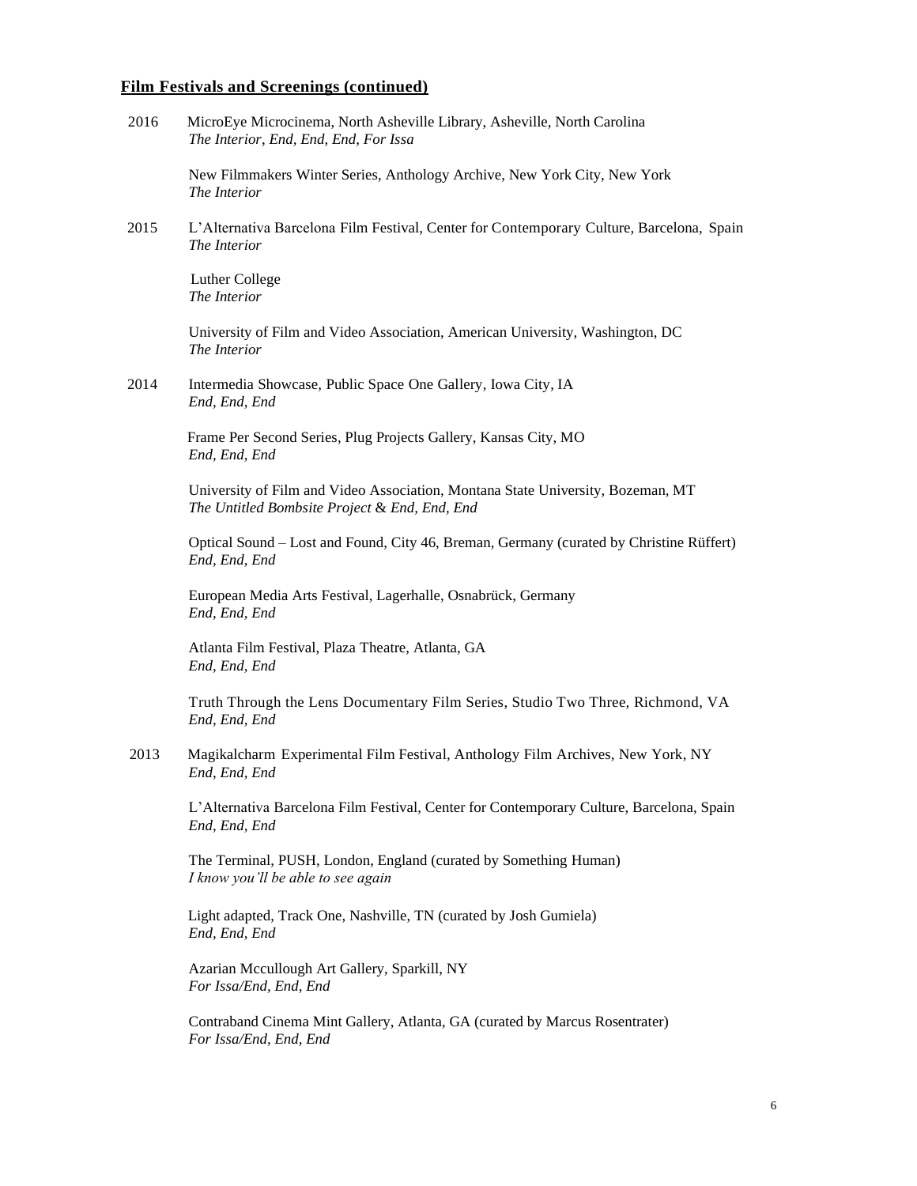## **Film Festivals and Screenings (continued)**

2016 MicroEye Microcinema, North Asheville Library, Asheville, North Carolina
*The Interior*, *End, End, End*, *For Issa*

New Filmmakers Winter Series, Anthology Archive, New York City, New York
*The Interior*

2015 L'Alternativa Barcelona Film Festival, Center for Contemporary Culture, Barcelona, Spain
*The Interior*

Luther College
*The Interior*

University of Film and Video Association, American University, Washington, DC
*The Interior*

2014 Intermedia Showcase, Public Space One Gallery, Iowa City, IA
*End, End, End*

Frame Per Second Series, Plug Projects Gallery, Kansas City, MO
*End, End, End*

University of Film and Video Association, Montana State University, Bozeman, MT
*The Untitled Bombsite Project* & *End, End, End*

Optical Sound – Lost and Found, City 46, Breman, Germany (curated by Christine Rüffert)
*End, End, End*

European Media Arts Festival, Lagerhalle, Osnabrück, Germany
*End, End, End*

Atlanta Film Festival, Plaza Theatre, Atlanta, GA
*End, End, End*

Truth Through the Lens Documentary Film Series, Studio Two Three, Richmond, VA
*End, End, End*

2013 Magikalcharm Experimental Film Festival, Anthology Film Archives, New York, NY
*End, End, End*

L'Alternativa Barcelona Film Festival, Center for Contemporary Culture, Barcelona, Spain
*End, End, End*

The Terminal, PUSH, London, England (curated by Something Human)
*I know you'll be able to see again*

Light adapted, Track One, Nashville, TN (curated by Josh Gumiela)
*End, End, End*

Azarian Mccullough Art Gallery, Sparkill, NY
*For Issa/End, End, End*

Contraband Cinema Mint Gallery, Atlanta, GA (curated by Marcus Rosentrater)
*For Issa/End, End, End*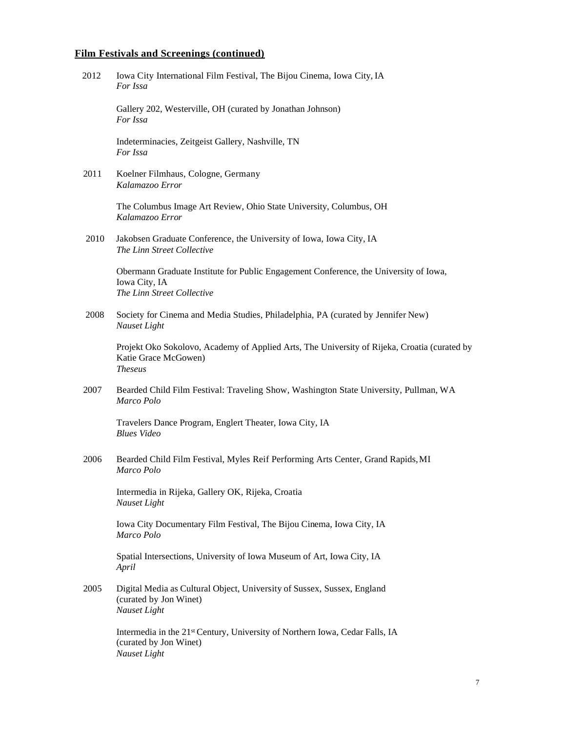## **Film Festivals and Screenings (continued)**

2012 Iowa City International Film Festival, The Bijou Cinema, Iowa City, IA
*For Issa*

Gallery 202, Westerville, OH (curated by Jonathan Johnson)
*For Issa*

Indeterminacies, Zeitgeist Gallery, Nashville, TN
*For Issa*

2011 Koelner Filmhaus, Cologne, Germany
*Kalamazoo Error*

The Columbus Image Art Review, Ohio State University, Columbus, OH
*Kalamazoo Error*

2010 Jakobsen Graduate Conference, the University of Iowa, Iowa City, IA
*The Linn Street Collective*

Obermann Graduate Institute for Public Engagement Conference, the University of Iowa, Iowa City, IA
*The Linn Street Collective*

2008 Society for Cinema and Media Studies, Philadelphia, PA (curated by Jennifer New)
*Nauset Light*

Projekt Oko Sokolovo, Academy of Applied Arts, The University of Rijeka, Croatia (curated by Katie Grace McGowen)
*Theseus*

2007 Bearded Child Film Festival: Traveling Show, Washington State University, Pullman, WA
*Marco Polo*

Travelers Dance Program, Englert Theater, Iowa City, IA
*Blues Video*

2006 Bearded Child Film Festival, Myles Reif Performing Arts Center, Grand Rapids, MI
*Marco Polo*

Intermedia in Rijeka, Gallery OK, Rijeka, Croatia
*Nauset Light*

Iowa City Documentary Film Festival, The Bijou Cinema, Iowa City, IA
*Marco Polo*

Spatial Intersections, University of Iowa Museum of Art, Iowa City, IA
*April*

2005 Digital Media as Cultural Object, University of Sussex, Sussex, England
(curated by Jon Winet)
*Nauset Light*

Intermedia in the 21st Century, University of Northern Iowa, Cedar Falls, IA
(curated by Jon Winet)
*Nauset Light*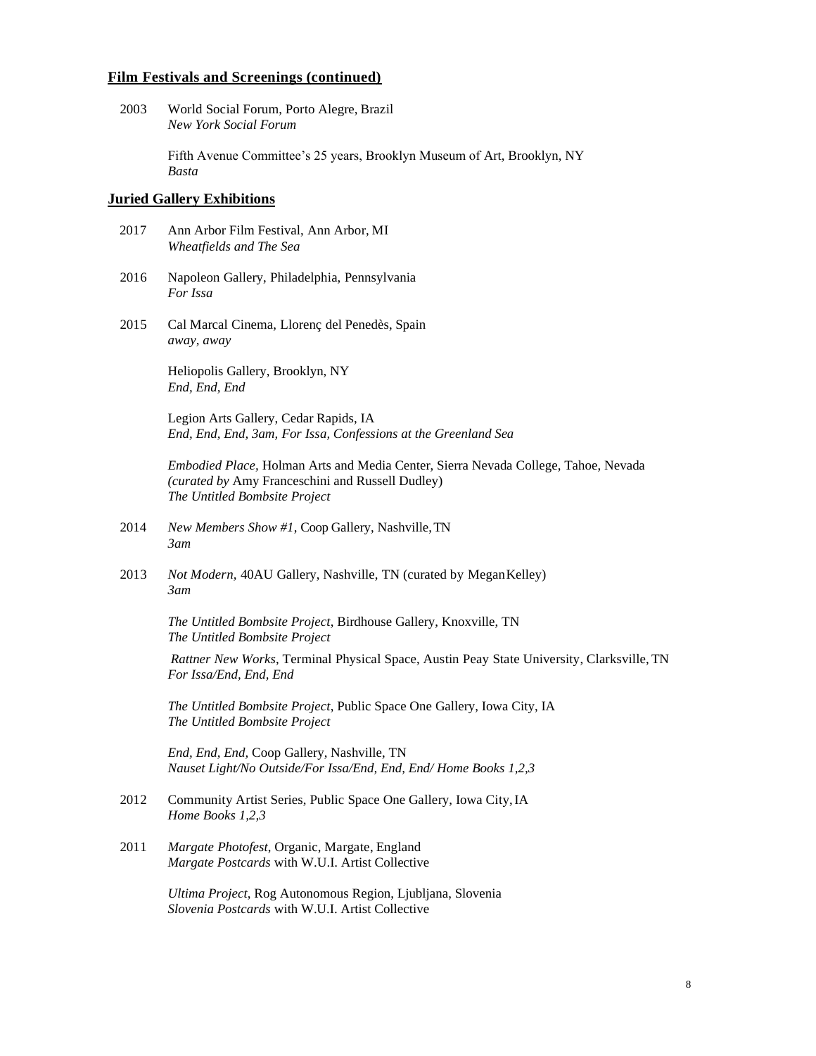## Film Festivals and Screenings (continued)

2003 World Social Forum, Porto Alegre, Brazil
*New York Social Forum*

Fifth Avenue Committee's 25 years, Brooklyn Museum of Art, Brooklyn, NY
*Basta*

## Juried Gallery Exhibitions

2017 Ann Arbor Film Festival, Ann Arbor, MI
*Wheatfields and The Sea*

2016 Napoleon Gallery, Philadelphia, Pennsylvania
*For Issa*

2015 Cal Marcal Cinema, Llorenç del Penedès, Spain
*away, away*

Heliopolis Gallery, Brooklyn, NY
*End, End, End*

Legion Arts Gallery, Cedar Rapids, IA
*End, End, End, 3am, For Issa, Confessions at the Greenland Sea*

*Embodied Place,* Holman Arts and Media Center, Sierra Nevada College, Tahoe, Nevada *(curated by* Amy Franceschini and Russell Dudley)
*The Untitled Bombsite Project*

2014 *New Members Show #1*, Coop Gallery, Nashville, TN
*3am*

2013 *Not Modern,* 40AU Gallery, Nashville, TN (curated by Megan Kelley)
*3am*

*The Untitled Bombsite Project*, Birdhouse Gallery, Knoxville, TN
*The Untitled Bombsite Project*

*Rattner New Works*, Terminal Physical Space, Austin Peay State University, Clarksville, TN
*For Issa/End, End, End*

*The Untitled Bombsite Project*, Public Space One Gallery, Iowa City, IA
*The Untitled Bombsite Project*

*End, End, End*, Coop Gallery, Nashville, TN
*Nauset Light/No Outside/For Issa/End, End, End/ Home Books 1,2,3*

2012 Community Artist Series, Public Space One Gallery, Iowa City, IA
*Home Books 1,2,3*

2011 *Margate Photofest*, Organic, Margate, England
*Margate Postcards* with W.U.I. Artist Collective

*Ultima Project*, Rog Autonomous Region, Ljubljana, Slovenia
*Slovenia Postcards* with W.U.I. Artist Collective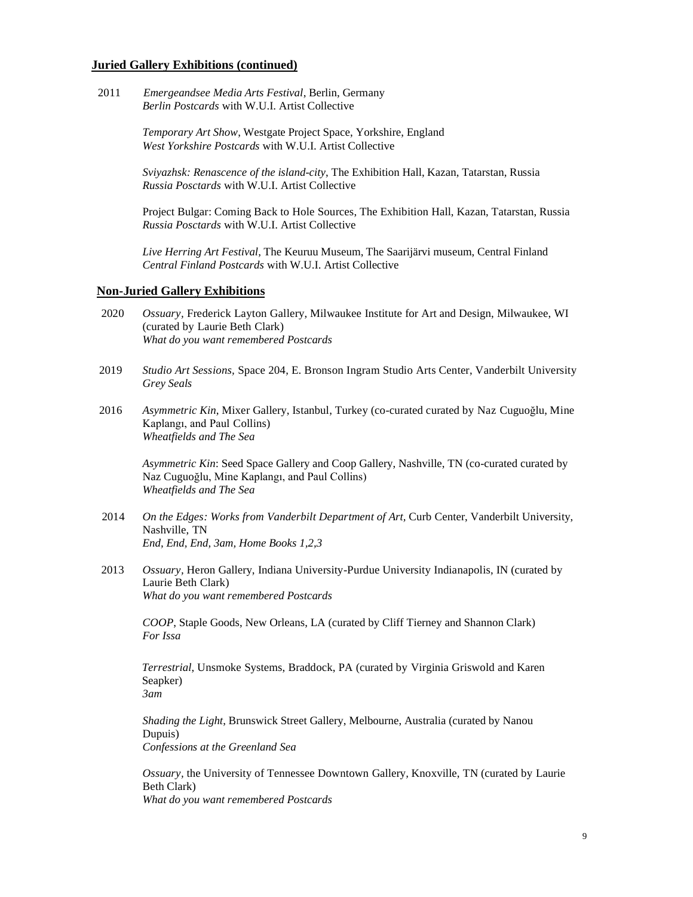## Juried Gallery Exhibitions (continued)

2011 *Emergeandsee Media Arts Festival*, Berlin, Germany
*Berlin Postcards* with W.U.I. Artist Collective

*Temporary Art Show*, Westgate Project Space, Yorkshire, England
*West Yorkshire Postcards* with W.U.I. Artist Collective

*Sviyazhsk: Renascence of the island-city*, The Exhibition Hall, Kazan, Tatarstan, Russia
*Russia Posctards* with W.U.I. Artist Collective

Project Bulgar: Coming Back to Hole Sources, The Exhibition Hall, Kazan, Tatarstan, Russia
*Russia Posctards* with W.U.I. Artist Collective

*Live Herring Art Festival*, The Keuruu Museum, The Saarijärvi museum, Central Finland
*Central Finland Postcards* with W.U.I. Artist Collective

## Non-Juried Gallery Exhibitions

2020 *Ossuary*, Frederick Layton Gallery, Milwaukee Institute for Art and Design, Milwaukee, WI (curated by Laurie Beth Clark)
*What do you want remembered Postcards*

2019 *Studio Art Sessions*, Space 204, E. Bronson Ingram Studio Arts Center, Vanderbilt University
*Grey Seals*

2016 *Asymmetric Kin*, Mixer Gallery, Istanbul, Turkey (co-curated curated by Naz Cuguoğlu, Mine Kaplangı, and Paul Collins)
*Wheatfields and The Sea*

*Asymmetric Kin*: Seed Space Gallery and Coop Gallery, Nashville, TN (co-curated curated by Naz Cuguoğlu, Mine Kaplangı, and Paul Collins)
*Wheatfields and The Sea*

2014 *On the Edges: Works from Vanderbilt Department of Art*, Curb Center, Vanderbilt University, Nashville, TN
*End, End, End, 3am, Home Books 1,2,3*

2013 *Ossuary*, Heron Gallery, Indiana University-Purdue University Indianapolis, IN (curated by Laurie Beth Clark)
*What do you want remembered Postcards*

*COOP*, Staple Goods, New Orleans, LA (curated by Cliff Tierney and Shannon Clark)
*For Issa*

*Terrestrial*, Unsmoke Systems, Braddock, PA (curated by Virginia Griswold and Karen Seapker)
*3am*

*Shading the Light*, Brunswick Street Gallery, Melbourne, Australia (curated by Nanou Dupuis)
*Confessions at the Greenland Sea*

*Ossuary*, the University of Tennessee Downtown Gallery, Knoxville, TN (curated by Laurie Beth Clark)
*What do you want remembered Postcards*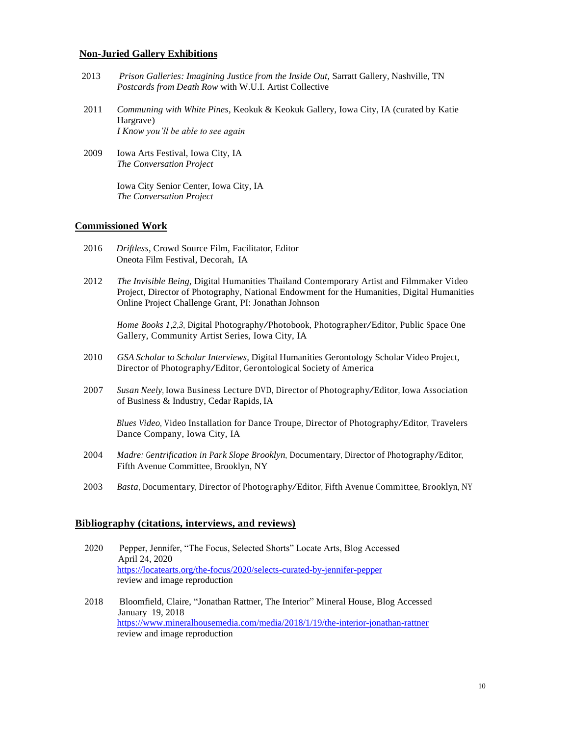## Non-Juried Gallery Exhibitions

2013 *Prison Galleries: Imagining Justice from the Inside Out,* Sarratt Gallery, Nashville, TN
*Postcards from Death Row* with W.U.I. Artist Collective

2011 *Communing with White Pines*, Keokuk & Keokuk Gallery, Iowa City, IA (curated by Katie Hargrave)
*I Know you'll be able to see again*

2009 Iowa Arts Festival, Iowa City, IA
*The Conversation Project*

Iowa City Senior Center, Iowa City, IA
*The Conversation Project*

## Commissioned Work

2016 *Driftless*, Crowd Source Film, Facilitator, Editor
Oneota Film Festival, Decorah, IA

2012 *The Invisible Being,* Digital Humanities Thailand Contemporary Artist and Filmmaker Video Project, Director of Photography, National Endowment for the Humanities, Digital Humanities Online Project Challenge Grant, PI: Jonathan Johnson

*Home Books 1,2,3,* Digital Photography/Photobook, Photographer/Editor, Public Space One Gallery, Community Artist Series, Iowa City, IA

2010 *GSA Scholar to Scholar Interviews*, Digital Humanities Gerontology Scholar Video Project, Director of Photography/Editor, Gerontological Society of America

2007 *Susan Neely,* Iowa Business Lecture DVD, Director of Photography/Editor, Iowa Association of Business & Industry, Cedar Rapids, IA

*Blues Video,* Video Installation for Dance Troupe, Director of Photography/Editor, Travelers Dance Company, Iowa City, IA

2004 *Madre: Gentrification in Park Slope Brooklyn,* Documentary, Director of Photography/Editor, Fifth Avenue Committee, Brooklyn, NY

2003 *Basta*, Documentary, Director of Photography/Editor, Fifth Avenue Committee, Brooklyn, NY

## Bibliography (citations, interviews, and reviews)

2020 Pepper, Jennifer, "The Focus, Selected Shorts" Locate Arts, Blog Accessed April 24, 2020
https://locatearts.org/the-focus/2020/selects-curated-by-jennifer-pepper
review and image reproduction

2018 Bloomfield, Claire, "Jonathan Rattner, The Interior" Mineral House, Blog Accessed January 19, 2018
https://www.mineralhousemedia.com/media/2018/1/19/the-interior-jonathan-rattner
review and image reproduction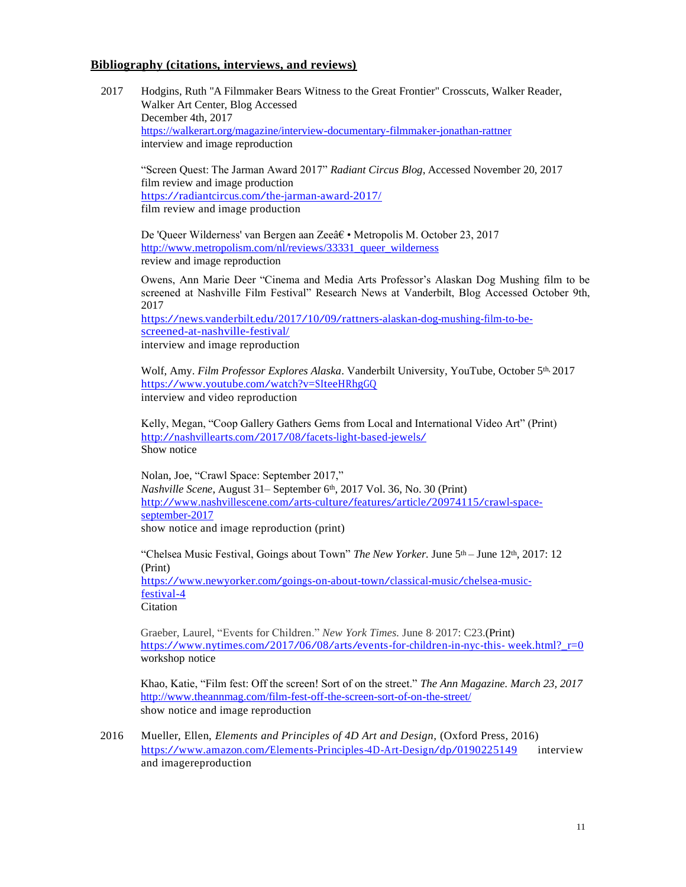## **Bibliography (citations, interviews, and reviews)**

2017 Hodgins, Ruth "A Filmmaker Bears Witness to the Great Frontier" Crosscuts, Walker Reader, Walker Art Center, Blog Accessed
December 4th, 2017
https://walkerart.org/magazine/interview-documentary-filmmaker-jonathan-rattner
interview and image reproduction

"Screen Quest: The Jarman Award 2017" *Radiant Circus Blog*, Accessed November 20, 2017
film review and image production
https://radiantcircus.com/the-jarman-award-2017/
film review and image production

De 'Queer Wilderness' van Bergen aan Zeeâ€ • Metropolis M. October 23, 2017
http://www.metropolism.com/nl/reviews/33331_queer_wilderness
review and image reproduction

Owens, Ann Marie Deer "Cinema and Media Arts Professor's Alaskan Dog Mushing film to be screened at Nashville Film Festival" Research News at Vanderbilt, Blog Accessed October 9th, 2017
https://news.vanderbilt.edu/2017/10/09/rattners-alaskan-dog-mushing-film-to-be-screened-at-nashville-festival/
interview and image reproduction

Wolf, Amy. *Film Professor Explores Alaska*. Vanderbilt University, YouTube, October 5th, 2017
https://www.youtube.com/watch?v=SIteeHRhgGQ
interview and video reproduction

Kelly, Megan, "Coop Gallery Gathers Gems from Local and International Video Art" (Print)
http://nashvillearts.com/2017/08/facets-light-based-jewels/
Show notice

Nolan, Joe, "Crawl Space: September 2017,"
*Nashville Scene*, August 31– September 6th, 2017 Vol. 36, No. 30 (Print)
http://www.nashvillescene.com/arts-culture/features/article/20974115/crawl-space-september-2017
show notice and image reproduction (print)

"Chelsea Music Festival, Goings about Town" *The New Yorker.* June 5th – June 12th, 2017: 12 (Print)
https://www.newyorker.com/goings-on-about-town/classical-music/chelsea-music-festival-4
Citation

Graeber, Laurel, "Events for Children." *New York Times.* June 8, 2017: C23.(Print)
https://www.nytimes.com/2017/06/08/arts/events-for-children-in-nyc-this- week.html?_r=0
workshop notice

Khao, Katie, "Film fest: Off the screen! Sort of on the street." *The Ann Magazine. March 23, 2017*
http://www.theannmag.com/film-fest-off-the-screen-sort-of-on-the-street/
show notice and image reproduction

2016 Mueller, Ellen, *Elements and Principles of 4D Art and Design,* (Oxford Press, 2016)
https://www.amazon.com/Elements-Principles-4D-Art-Design/dp/0190225149 interview and imagereproduction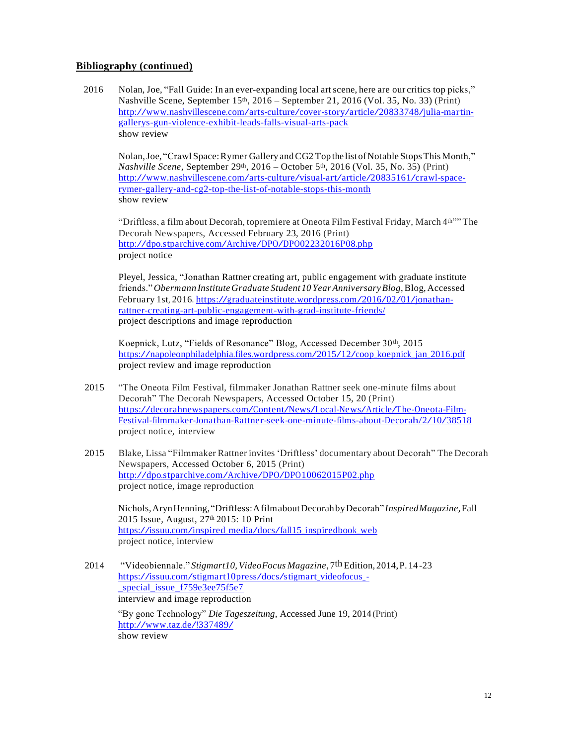## Bibliography (continued)

2016 Nolan, Joe, "Fall Guide: In an ever-expanding local art scene, here are our critics top picks," Nashville Scene, September 15th, 2016 – September 21, 2016 (Vol. 35, No. 33) (Print)
http://www.nashvillescene.com/arts-culture/cover-story/article/20833748/julia-martin-gallerys-gun-violence-exhibit-leads-falls-visual-arts-pack
show review

Nolan, Joe, "Crawl Space: Rymer Gallery and CG2 Top the list of Notable Stops This Month," *Nashville Scene*, September 29th, 2016 – October 5th, 2016 (Vol. 35, No. 35) (Print)
http://www.nashvillescene.com/arts-culture/visual-art/article/20835161/crawl-space-rymer-gallery-and-cg2-top-the-list-of-notable-stops-this-month
show review

"Driftless, a film about Decorah, to premiere at Oneota Film Festival Friday, March 4th"" The Decorah Newspapers, Accessed February 23, 2016 (Print)
http://dpo.stparchive.com/Archive/DPO/DPO02232016P08.php
project notice

Pleyel, Jessica, "Jonathan Rattner creating art, public engagement with graduate institute friends." *Obermann Institute Graduate Student 10 Year Anniversary Blog*, Blog, Accessed February 1st, 2016. https://graduateinstitute.wordpress.com/2016/02/01/jonathan-rattner-creating-art-public-engagement-with-grad-institute-friends/
project descriptions and image reproduction

Koepnick, Lutz, "Fields of Resonance" Blog, Accessed December 30th, 2015
https://napoleonphiladelphia.files.wordpress.com/2015/12/coop_koepnick_jan_2016.pdf
project review and image reproduction

2015 "The Oneota Film Festival, filmmaker Jonathan Rattner seek one-minute films about Decorah" The Decorah Newspapers, Accessed October 15, 20 (Print)
https://decorahnewspapers.com/Content/News/Local-News/Article/The-Oneota-Film-Festival-filmmaker-Jonathan-Rattner-seek-one-minute-films-about-Decorah/2/10/38518
project notice, interview

2015 Blake, Lissa "Filmmaker Rattner invites 'Driftless' documentary about Decorah" The Decorah Newspapers, Accessed October 6, 2015 (Print)
http://dpo.stparchive.com/Archive/DPO/DPO10062015P02.php
project notice, image reproduction

Nichols, Aryn Henning, "Driftless: A film about Decorah by Decorah" *Inspired Magazine*, Fall 2015 Issue, August, 27th 2015: 10 Print
https://issuu.com/inspired_media/docs/fall15_inspiredbook_web
project notice, interview

2014 "Videobiennale." *Stigmart10, VideoFocus Magazine*, 7th Edition, 2014, P. 14-23
https://issuu.com/stigmart10press/docs/stigmart_videofocus_-_special_issue_f759e3ee75f5e7
interview and image reproduction

"By gone Technology" *Die Tageszeitung*, Accessed June 19, 2014 (Print)
http://www.taz.de/!337489/
show review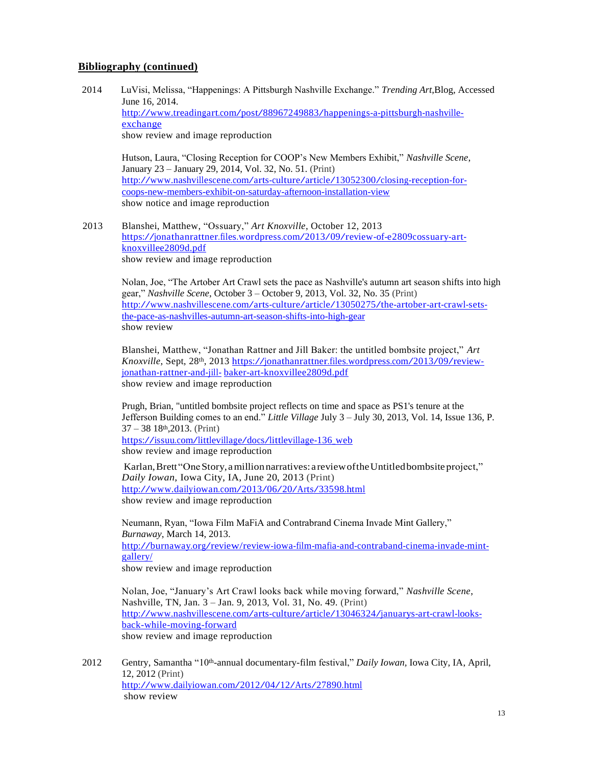## **Bibliography (continued)**

2014 LuVisi, Melissa, "Happenings: A Pittsburgh Nashville Exchange." *Trending Art,*Blog, Accessed June 16, 2014.
http://www.treadingart.com/post/88967249883/happenings-a-pittsburgh-nashville-exchange
show review and image reproduction

Hutson, Laura, "Closing Reception for COOP's New Members Exhibit," *Nashville Scene*, January 23 – January 29, 2014, Vol. 32, No. 51. (Print)
http://www.nashvillescene.com/arts-culture/article/13052300/closing-reception-for-coops-new-members-exhibit-on-saturday-afternoon-installation-view
show notice and image reproduction

2013 Blanshei, Matthew, "Ossuary," *Art Knoxville*, October 12, 2013
https://jonathanrattner.files.wordpress.com/2013/09/review-of-e2809cossuary-art-knoxvillee2809d.pdf
show review and image reproduction

Nolan, Joe, "The Artober Art Crawl sets the pace as Nashville's autumn art season shifts into high gear," *Nashville Scene*, October 3 – October 9, 2013, Vol. 32, No. 35 (Print)
http://www.nashvillescene.com/arts-culture/article/13050275/the-artober-art-crawl-sets-the-pace-as-nashvilles-autumn-art-season-shifts-into-high-gear
show review

Blanshei, Matthew, "Jonathan Rattner and Jill Baker: the untitled bombsite project," *Art Knoxville*, Sept, 28th, 2013 https://jonathanrattner.files.wordpress.com/2013/09/review-jonathan-rattner-and-jill- baker-art-knoxvillee2809d.pdf
show review and image reproduction

Prugh, Brian, "untitled bombsite project reflects on time and space as PS1's tenure at the Jefferson Building comes to an end." *Little Village* July 3 – July 30, 2013, Vol. 14, Issue 136, P. 37 – 38 18th,2013. (Print)
https://issuu.com/littlevillage/docs/littlevillage-136_web
show review and image reproduction

Karlan, Brett "One Story, a million narratives: a review of the Untitled bombsite project," *Daily Iowan*, Iowa City, IA, June 20, 2013 (Print)
http://www.dailyiowan.com/2013/06/20/Arts/33598.html
show review and image reproduction

Neumann, Ryan, "Iowa Film MaFiA and Contrabrand Cinema Invade Mint Gallery," *Burnaway*, March 14, 2013.
http://burnaway.org/review/review-iowa-film-mafia-and-contraband-cinema-invade-mint-gallery/
show review and image reproduction

Nolan, Joe, "January's Art Crawl looks back while moving forward," *Nashville Scene*, Nashville, TN, Jan. 3 – Jan. 9, 2013, Vol. 31, No. 49. (Print)
http://www.nashvillescene.com/arts-culture/article/13046324/januarys-art-crawl-looks-back-while-moving-forward
show review and image reproduction

2012 Gentry, Samantha "10th-annual documentary-film festival," *Daily Iowan*, Iowa City, IA, April, 12, 2012 (Print)
http://www.dailyiowan.com/2012/04/12/Arts/27890.html
show review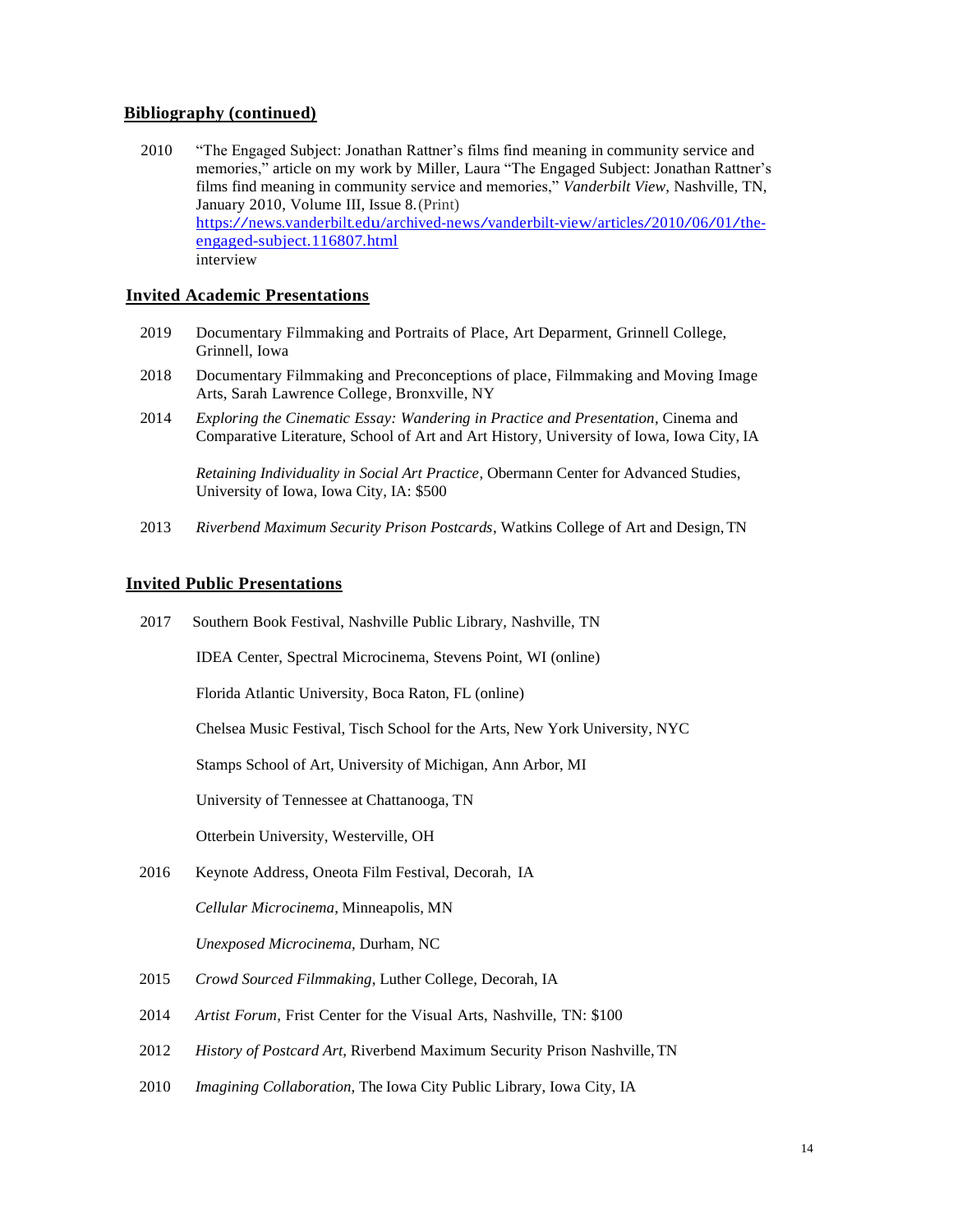## Bibliography (continued)

2010 "The Engaged Subject: Jonathan Rattner's films find meaning in community service and memories," article on my work by Miller, Laura "The Engaged Subject: Jonathan Rattner's films find meaning in community service and memories," *Vanderbilt View*, Nashville, TN, January 2010, Volume III, Issue 8. (Print)
https://news.vanderbilt.edu/archived-news/vanderbilt-view/articles/2010/06/01/the-engaged-subject.116807.html
interview

## Invited Academic Presentations

2019 Documentary Filmmaking and Portraits of Place, Art Deparment, Grinnell College, Grinnell, Iowa

2018 Documentary Filmmaking and Preconceptions of place, Filmmaking and Moving Image Arts, Sarah Lawrence College, Bronxville, NY

2014 *Exploring the Cinematic Essay: Wandering in Practice and Presentation*, Cinema and Comparative Literature, School of Art and Art History, University of Iowa, Iowa City, IA

*Retaining Individuality in Social Art Practice*, Obermann Center for Advanced Studies, University of Iowa, Iowa City, IA: $500

2013 *Riverbend Maximum Security Prison Postcards*, Watkins College of Art and Design, TN

## Invited Public Presentations

2017 Southern Book Festival, Nashville Public Library, Nashville, TN

IDEA Center, Spectral Microcinema, Stevens Point, WI (online)

Florida Atlantic University, Boca Raton, FL (online)

Chelsea Music Festival, Tisch School for the Arts, New York University, NYC

Stamps School of Art, University of Michigan, Ann Arbor, MI

University of Tennessee at Chattanooga, TN

Otterbein University, Westerville, OH

2016 Keynote Address, Oneota Film Festival, Decorah, IA

*Cellular Microcinema*, Minneapolis, MN

*Unexposed Microcinema,* Durham, NC

2015 *Crowd Sourced Filmmaking*, Luther College, Decorah, IA

2014 *Artist Forum*, Frist Center for the Visual Arts, Nashville, TN: $100

2012 *History of Postcard Art*, Riverbend Maximum Security Prison Nashville, TN

2010 *Imagining Collaboration,* The Iowa City Public Library, Iowa City, IA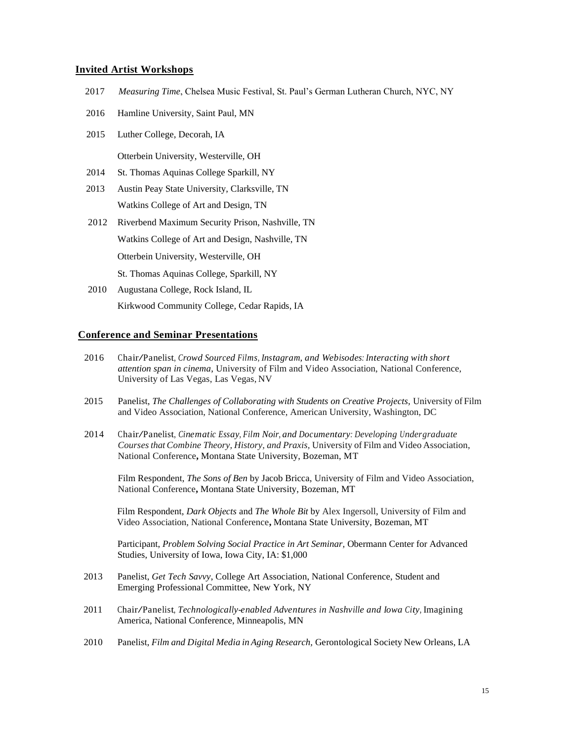## Invited Artist Workshops

2017 *Measuring Time*, Chelsea Music Festival, St. Paul's German Lutheran Church, NYC, NY

2016 Hamline University, Saint Paul, MN

2015 Luther College, Decorah, IA

Otterbein University, Westerville, OH

2014 St. Thomas Aquinas College Sparkill, NY

2013 Austin Peay State University, Clarksville, TN

Watkins College of Art and Design, TN

2012 Riverbend Maximum Security Prison, Nashville, TN

Watkins College of Art and Design, Nashville, TN

Otterbein University, Westerville, OH

St. Thomas Aquinas College, Sparkill, NY

2010 Augustana College, Rock Island, IL

Kirkwood Community College, Cedar Rapids, IA

## Conference and Seminar Presentations

2016 Chair/Panelist, *Crowd Sourced Films, Instagram, and Webisodes: Interacting with short attention span in cinema*, University of Film and Video Association, National Conference, University of Las Vegas, Las Vegas, NV

2015 Panelist, *The Challenges of Collaborating with Students on Creative Projects,* University of Film and Video Association, National Conference, American University, Washington, DC

2014 Chair/Panelist, *Cinematic Essay, Film Noir, and Documentary: Developing Undergraduate Courses that Combine Theory, History, and Praxis,* University of Film and Video Association, National Conference**,** Montana State University, Bozeman, MT

Film Respondent, *The Sons of Ben* by Jacob Bricca, University of Film and Video Association, National Conference**,** Montana State University, Bozeman, MT

Film Respondent, *Dark Objects* and *The Whole Bit* by Alex Ingersoll, University of Film and Video Association, National Conference**,** Montana State University, Bozeman, MT

Participant, *Problem Solving Social Practice in Art Seminar,* Obermann Center for Advanced Studies, University of Iowa, Iowa City, IA: $1,000

2013 Panelist, *Get Tech Savvy*, College Art Association, National Conference, Student and Emerging Professional Committee, New York, NY

2011 Chair/Panelist, *Technologically-enabled Adventures in Nashville and Iowa City,* Imagining America, National Conference, Minneapolis, MN

2010 Panelist, *Film and Digital Media in Aging Research,* Gerontological Society New Orleans, LA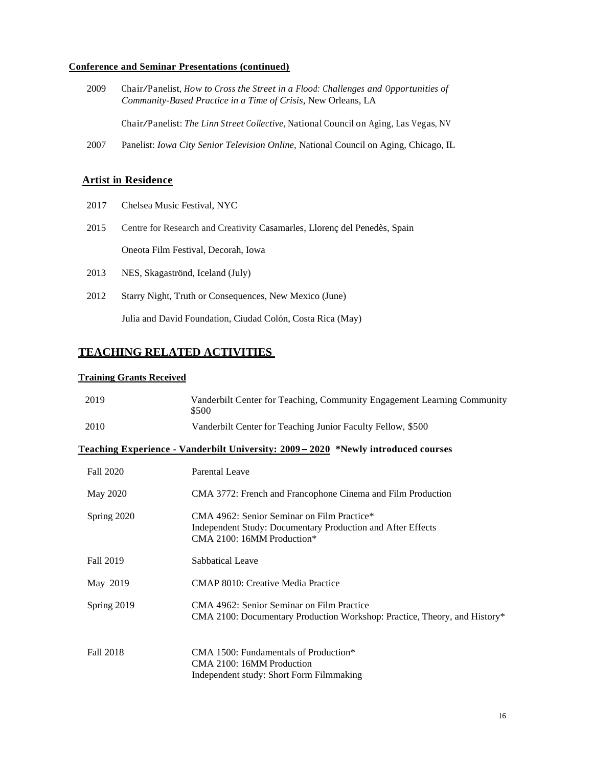**Conference and Seminar Presentations (continued)**

2009 Chair/Panelist, *How to Cross the Street in a Flood: Challenges and Opportunities of Community-Based Practice in a Time of Crisis,* New Orleans, LA

Chair/Panelist: *The Linn Street Collective,* National Council on Aging, Las Vegas, NV

2007 Panelist: *Iowa City Senior Television Online,* National Council on Aging, Chicago, IL

## Artist in Residence

2017 Chelsea Music Festival, NYC

2015 Centre for Research and Creativity Casamarles, Llorenç del Penedès, Spain

Oneota Film Festival, Decorah, Iowa

2013 NES, Skagaströnd, Iceland (July)

2012 Starry Night, Truth or Consequences, New Mexico (June)

Julia and David Foundation, Ciudad Colón, Costa Rica (May)

# TEACHING RELATED ACTIVITIES

**Training Grants Received**

| | |
|---|---|
| 2019 | Vanderbilt Center for Teaching, Community Engagement Learning Community $500 |
| 2010 | Vanderbilt Center for Teaching Junior Faculty Fellow, $500 |

**Teaching Experience - Vanderbilt University: 2009 – 2020 \*Newly introduced courses**

| | |
|---|---|
| Fall 2020 | Parental Leave |
| May 2020 | CMA 3772: French and Francophone Cinema and Film Production |
| Spring 2020 | CMA 4962: Senior Seminar on Film Practice*<br>Independent Study: Documentary Production and After Effects<br>CMA 2100: 16MM Production* |
| Fall 2019 | Sabbatical Leave |
| May 2019 | CMAP 8010: Creative Media Practice |
| Spring 2019 | CMA 4962: Senior Seminar on Film Practice<br>CMA 2100: Documentary Production Workshop: Practice, Theory, and History* |
| Fall 2018 | CMA 1500: Fundamentals of Production*<br>CMA 2100: 16MM Production<br>Independent study: Short Form Filmmaking |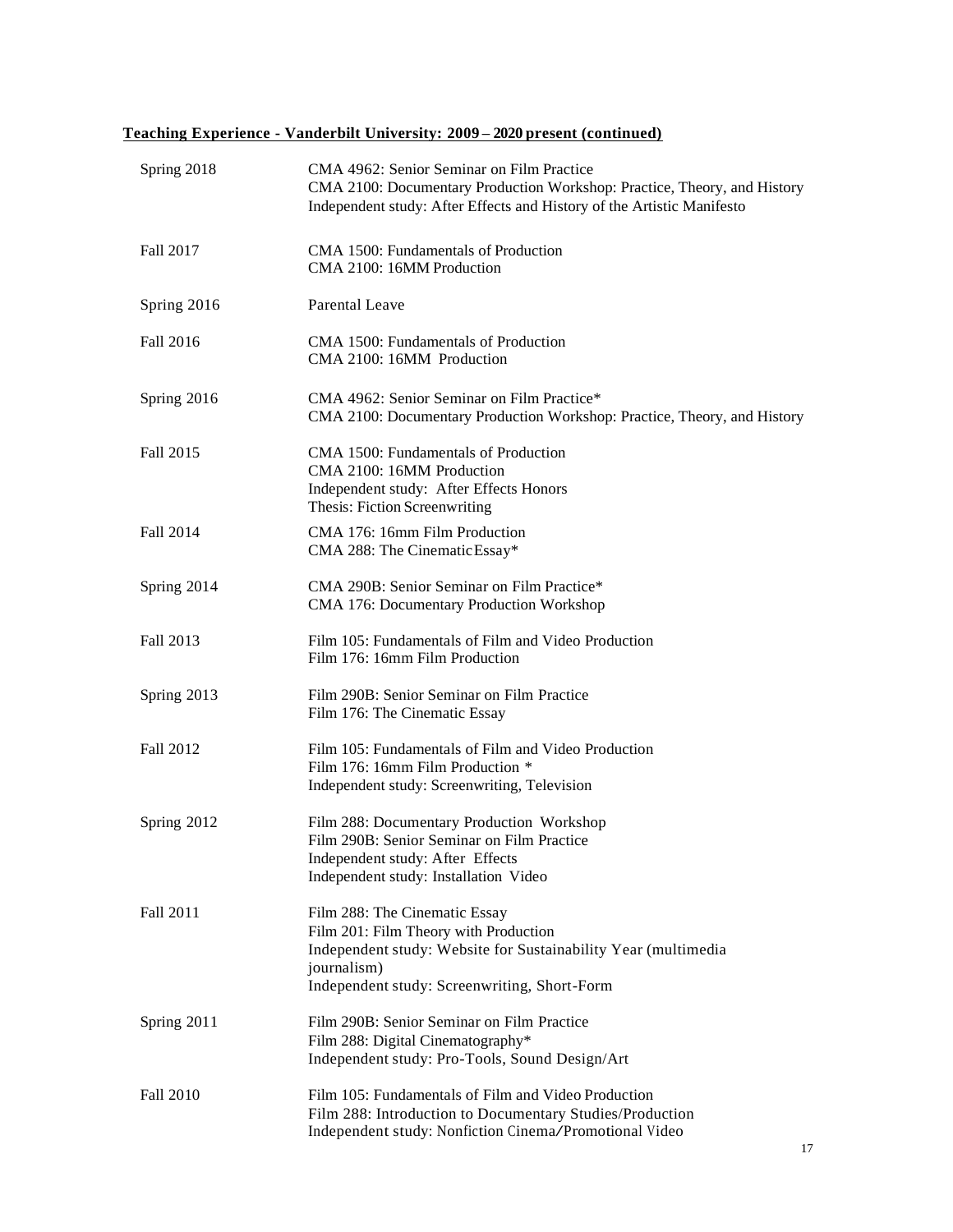## Teaching Experience - Vanderbilt University: 2009 – 2020 present (continued)

| | |
|---|---|
| Spring 2018 | CMA 4962: Senior Seminar on Film Practice<br>CMA 2100: Documentary Production Workshop: Practice, Theory, and History<br>Independent study: After Effects and History of the Artistic Manifesto |
| Fall 2017 | CMA 1500: Fundamentals of Production<br>CMA 2100: 16MM Production |
| Spring 2016 | Parental Leave |
| Fall 2016 | CMA 1500: Fundamentals of Production<br>CMA 2100: 16MM Production |
| Spring 2016 | CMA 4962: Senior Seminar on Film Practice*<br>CMA 2100: Documentary Production Workshop: Practice, Theory, and History |
| Fall 2015 | CMA 1500: Fundamentals of Production<br>CMA 2100: 16MM Production<br>Independent study: After Effects Honors<br>Thesis: Fiction Screenwriting |
| Fall 2014 | CMA 176: 16mm Film Production<br>CMA 288: The Cinematic Essay* |
| Spring 2014 | CMA 290B: Senior Seminar on Film Practice*<br>CMA 176: Documentary Production Workshop |
| Fall 2013 | Film 105: Fundamentals of Film and Video Production<br>Film 176: 16mm Film Production |
| Spring 2013 | Film 290B: Senior Seminar on Film Practice<br>Film 176: The Cinematic Essay |
| Fall 2012 | Film 105: Fundamentals of Film and Video Production<br>Film 176: 16mm Film Production *<br>Independent study: Screenwriting, Television |
| Spring 2012 | Film 288: Documentary Production Workshop<br>Film 290B: Senior Seminar on Film Practice<br>Independent study: After Effects<br>Independent study: Installation Video |
| Fall 2011 | Film 288: The Cinematic Essay<br>Film 201: Film Theory with Production<br>Independent study: Website for Sustainability Year (multimedia journalism)<br>Independent study: Screenwriting, Short-Form |
| Spring 2011 | Film 290B: Senior Seminar on Film Practice<br>Film 288: Digital Cinematography*<br>Independent study: Pro-Tools, Sound Design/Art |
| Fall 2010 | Film 105: Fundamentals of Film and Video Production<br>Film 288: Introduction to Documentary Studies/Production<br>Independent study: Nonfiction Cinema/Promotional Video |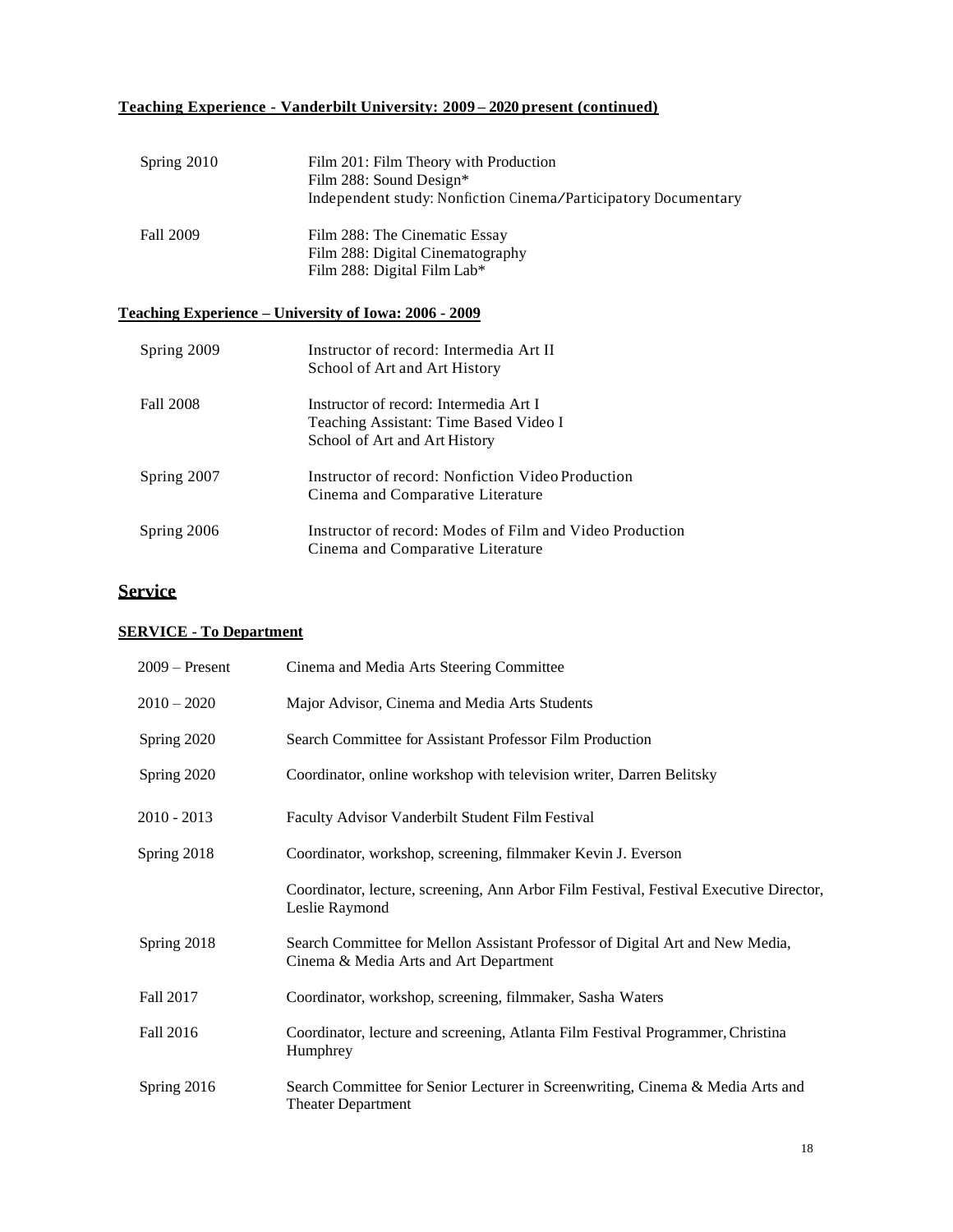**Teaching Experience - Vanderbilt University: 2009 – 2020 present (continued)**

| | |
|---|---|
| Spring 2010 | Film 201: Film Theory with Production<br>Film 288: Sound Design*<br>Independent study: Nonfiction Cinema/Participatory Documentary |
| Fall 2009 | Film 288: The Cinematic Essay<br>Film 288: Digital Cinematography<br>Film 288: Digital Film Lab* |

**Teaching Experience – University of Iowa: 2006 - 2009**

| | |
|---|---|
| Spring 2009 | Instructor of record: Intermedia Art II<br>School of Art and Art History |
| Fall 2008 | Instructor of record: Intermedia Art I<br>Teaching Assistant: Time Based Video I<br>School of Art and Art History |
| Spring 2007 | Instructor of record: Nonfiction Video Production<br>Cinema and Comparative Literature |
| Spring 2006 | Instructor of record: Modes of Film and Video Production<br>Cinema and Comparative Literature |

## Service

**SERVICE - To Department**

| | |
|---|---|
| 2009 – Present | Cinema and Media Arts Steering Committee |
| 2010 – 2020 | Major Advisor, Cinema and Media Arts Students |
| Spring 2020 | Search Committee for Assistant Professor Film Production |
| Spring 2020 | Coordinator, online workshop with television writer, Darren Belitsky |
| 2010 - 2013 | Faculty Advisor Vanderbilt Student Film Festival |
| Spring 2018 | Coordinator, workshop, screening, filmmaker Kevin J. Everson |
| | Coordinator, lecture, screening, Ann Arbor Film Festival, Festival Executive Director, Leslie Raymond |
| Spring 2018 | Search Committee for Mellon Assistant Professor of Digital Art and New Media, Cinema & Media Arts and Art Department |
| Fall 2017 | Coordinator, workshop, screening, filmmaker, Sasha Waters |
| Fall 2016 | Coordinator, lecture and screening, Atlanta Film Festival Programmer, Christina Humphrey |
| Spring 2016 | Search Committee for Senior Lecturer in Screenwriting, Cinema & Media Arts and Theater Department |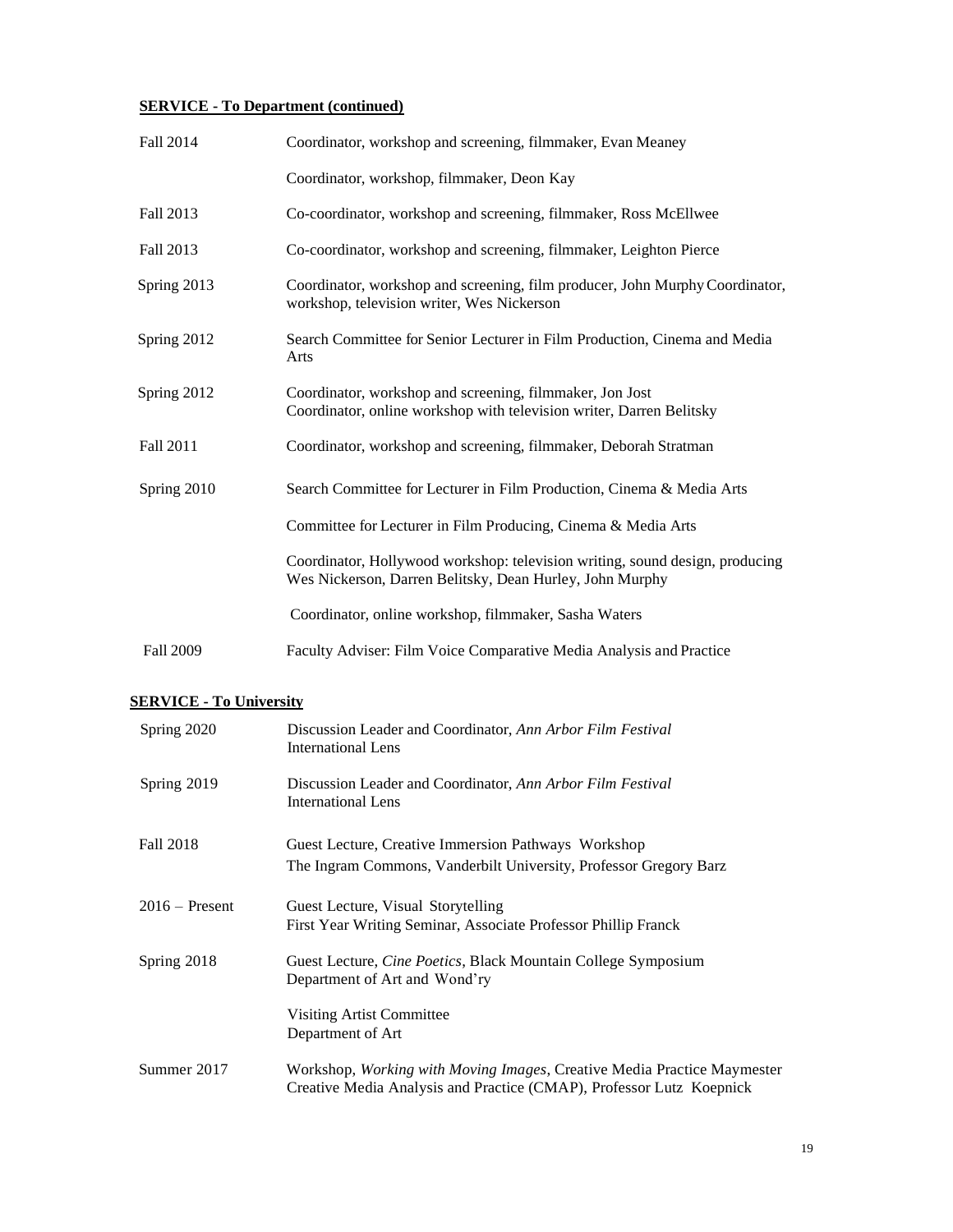**SERVICE - To Department (continued)**

| | |
|---|---|
| Fall 2014 | Coordinator, workshop and screening, filmmaker, Evan Meaney |
| | Coordinator, workshop, filmmaker, Deon Kay |
| Fall 2013 | Co-coordinator, workshop and screening, filmmaker, Ross McEllwee |
| Fall 2013 | Co-coordinator, workshop and screening, filmmaker, Leighton Pierce |
| Spring 2013 | Coordinator, workshop and screening, film producer, John Murphy Coordinator, workshop, television writer, Wes Nickerson |
| Spring 2012 | Search Committee for Senior Lecturer in Film Production, Cinema and Media Arts |
| Spring 2012 | Coordinator, workshop and screening, filmmaker, Jon Jost<br>Coordinator, online workshop with television writer, Darren Belitsky |
| Fall 2011 | Coordinator, workshop and screening, filmmaker, Deborah Stratman |
| Spring 2010 | Search Committee for Lecturer in Film Production, Cinema & Media Arts |
| | Committee for Lecturer in Film Producing, Cinema & Media Arts |
| | Coordinator, Hollywood workshop: television writing, sound design, producing Wes Nickerson, Darren Belitsky, Dean Hurley, John Murphy |
| | Coordinator, online workshop, filmmaker, Sasha Waters |
| Fall 2009 | Faculty Adviser: Film Voice Comparative Media Analysis and Practice |

**SERVICE - To University**

| | |
|---|---|
| Spring 2020 | Discussion Leader and Coordinator, *Ann Arbor Film Festival*<br>International Lens |
| Spring 2019 | Discussion Leader and Coordinator, *Ann Arbor Film Festival*<br>International Lens |
| Fall 2018 | Guest Lecture, Creative Immersion Pathways Workshop<br>The Ingram Commons, Vanderbilt University, Professor Gregory Barz |
| 2016 – Present | Guest Lecture, Visual Storytelling<br>First Year Writing Seminar, Associate Professor Phillip Franck |
| Spring 2018 | Guest Lecture, *Cine Poetics*, Black Mountain College Symposium<br>Department of Art and Wond'ry |
| | Visiting Artist Committee<br>Department of Art |
| Summer 2017 | Workshop, *Working with Moving Images*, Creative Media Practice Maymester<br>Creative Media Analysis and Practice (CMAP), Professor Lutz Koepnick |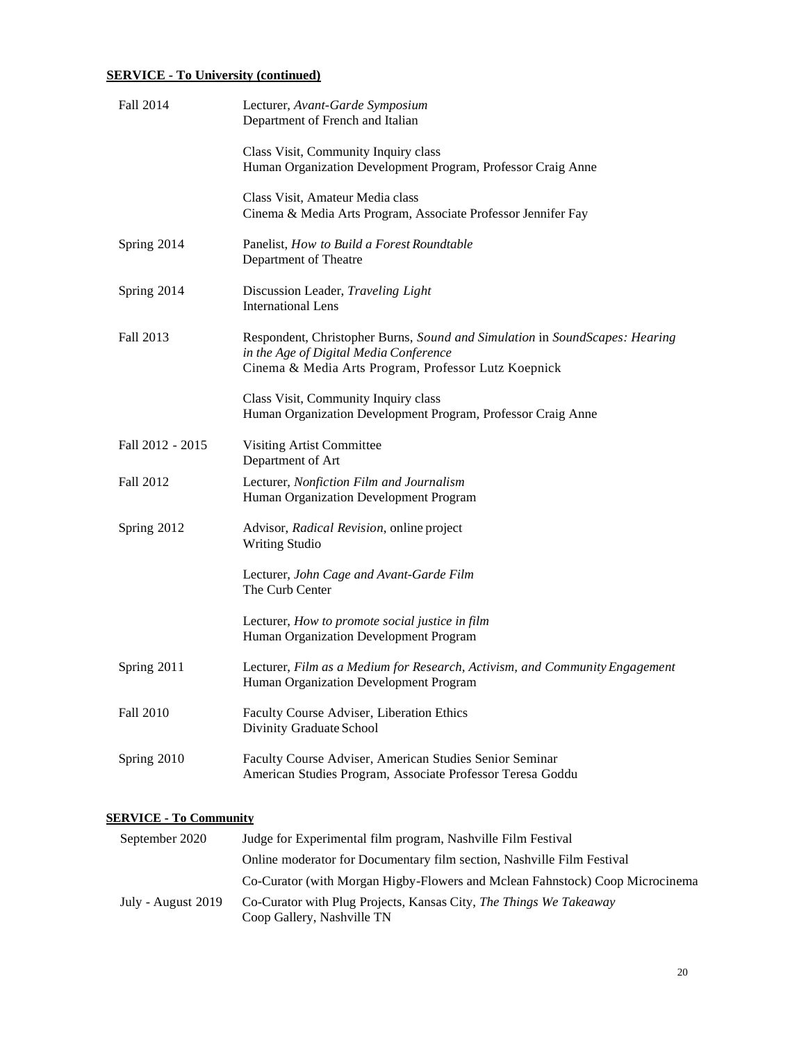**SERVICE - To University (continued)**

| | |
|---|---|
| Fall 2014 | Lecturer, *Avant-Garde Symposium*<br>Department of French and Italian |
| | Class Visit, Community Inquiry class<br>Human Organization Development Program, Professor Craig Anne |
| | Class Visit, Amateur Media class<br>Cinema & Media Arts Program, Associate Professor Jennifer Fay |
| Spring 2014 | Panelist, *How to Build a Forest Roundtable*<br>Department of Theatre |
| Spring 2014 | Discussion Leader, *Traveling Light*<br>International Lens |
| Fall 2013 | Respondent, Christopher Burns, *Sound and Simulation* in *SoundScapes: Hearing in the Age of Digital Media Conference*<br>Cinema & Media Arts Program, Professor Lutz Koepnick |
| | Class Visit, Community Inquiry class<br>Human Organization Development Program, Professor Craig Anne |
| Fall 2012 - 2015 | Visiting Artist Committee<br>Department of Art |
| Fall 2012 | Lecturer, *Nonfiction Film and Journalism*<br>Human Organization Development Program |
| Spring 2012 | Advisor, *Radical Revision*, online project<br>Writing Studio |
| | Lecturer, *John Cage and Avant-Garde Film*<br>The Curb Center |
| | Lecturer, *How to promote social justice in film*<br>Human Organization Development Program |
| Spring 2011 | Lecturer, *Film as a Medium for Research, Activism, and Community Engagement*<br>Human Organization Development Program |
| Fall 2010 | Faculty Course Adviser, Liberation Ethics<br>Divinity Graduate School |
| Spring 2010 | Faculty Course Adviser, American Studies Senior Seminar<br>American Studies Program, Associate Professor Teresa Goddu |

**SERVICE - To Community**

| | |
|---|---|
| September 2020 | Judge for Experimental film program, Nashville Film Festival |
| | Online moderator for Documentary film section, Nashville Film Festival |
| | Co-Curator (with Morgan Higby-Flowers and Mclean Fahnstock) Coop Microcinema |
| July - August 2019 | Co-Curator with Plug Projects, Kansas City, *The Things We Takeaway*<br>Coop Gallery, Nashville TN |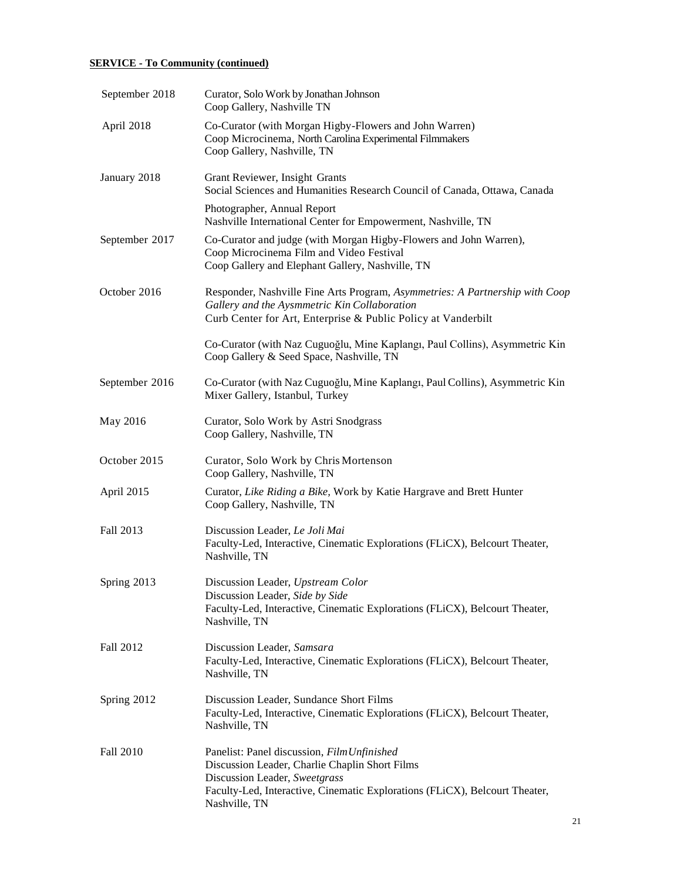**SERVICE - To Community (continued)**

| | |
|---|---|
| September 2018 | Curator, Solo Work by Jonathan Johnson<br>Coop Gallery, Nashville TN |
| April 2018 | Co-Curator (with Morgan Higby-Flowers and John Warren)<br>Coop Microcinema, North Carolina Experimental Filmmakers<br>Coop Gallery, Nashville, TN |
| January 2018 | Grant Reviewer, Insight Grants<br>Social Sciences and Humanities Research Council of Canada, Ottawa, Canada |
| | Photographer, Annual Report<br>Nashville International Center for Empowerment, Nashville, TN |
| September 2017 | Co-Curator and judge (with Morgan Higby-Flowers and John Warren),<br>Coop Microcinema Film and Video Festival<br>Coop Gallery and Elephant Gallery, Nashville, TN |
| October 2016 | Responder, Nashville Fine Arts Program, *Asymmetries: A Partnership with Coop Gallery and the Aysmmetric Kin Collaboration*<br>Curb Center for Art, Enterprise & Public Policy at Vanderbilt |
| | Co-Curator (with Naz Cuguoğlu, Mine Kaplangı, Paul Collins), Asymmetric Kin<br>Coop Gallery & Seed Space, Nashville, TN |
| September 2016 | Co-Curator (with Naz Cuguoğlu, Mine Kaplangı, Paul Collins), Asymmetric Kin<br>Mixer Gallery, Istanbul, Turkey |
| May 2016 | Curator, Solo Work by Astri Snodgrass<br>Coop Gallery, Nashville, TN |
| October 2015 | Curator, Solo Work by Chris Mortenson<br>Coop Gallery, Nashville, TN |
| April 2015 | Curator, *Like Riding a Bike,* Work by Katie Hargrave and Brett Hunter<br>Coop Gallery, Nashville, TN |
| Fall 2013 | Discussion Leader, *Le Joli Mai*<br>Faculty-Led, Interactive, Cinematic Explorations (FLiCX), Belcourt Theater, Nashville, TN |
| Spring 2013 | Discussion Leader, *Upstream Color*<br>Discussion Leader, *Side by Side*<br>Faculty-Led, Interactive, Cinematic Explorations (FLiCX), Belcourt Theater, Nashville, TN |
| Fall 2012 | Discussion Leader, *Samsara*<br>Faculty-Led, Interactive, Cinematic Explorations (FLiCX), Belcourt Theater, Nashville, TN |
| Spring 2012 | Discussion Leader, Sundance Short Films<br>Faculty-Led, Interactive, Cinematic Explorations (FLiCX), Belcourt Theater, Nashville, TN |
| Fall 2010 | Panelist: Panel discussion, *Film Unfinished*<br>Discussion Leader, Charlie Chaplin Short Films<br>Discussion Leader, *Sweetgrass*<br>Faculty-Led, Interactive, Cinematic Explorations (FLiCX), Belcourt Theater, Nashville, TN |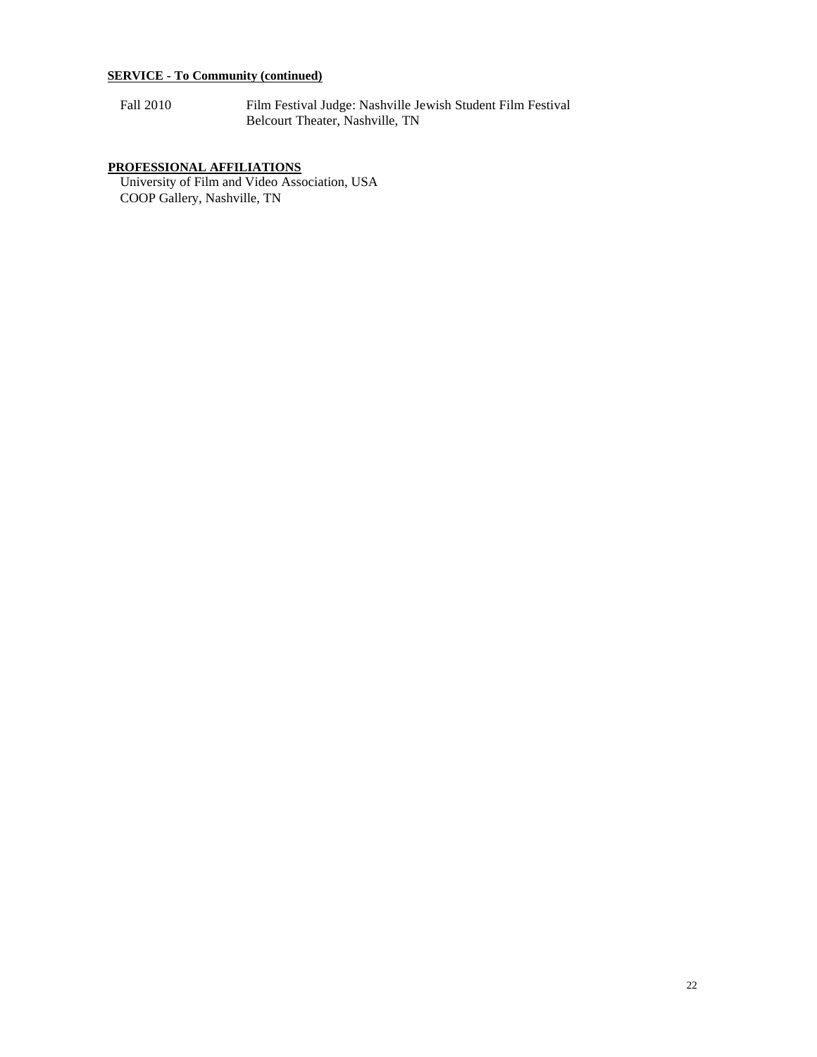**SERVICE - To Community (continued)**

| | |
|---|---|
| Fall 2010 | Film Festival Judge: Nashville Jewish Student Film Festival<br>Belcourt Theater, Nashville, TN |

**PROFESSIONAL AFFILIATIONS**

University of Film and Video Association, USA
COOP Gallery, Nashville, TN